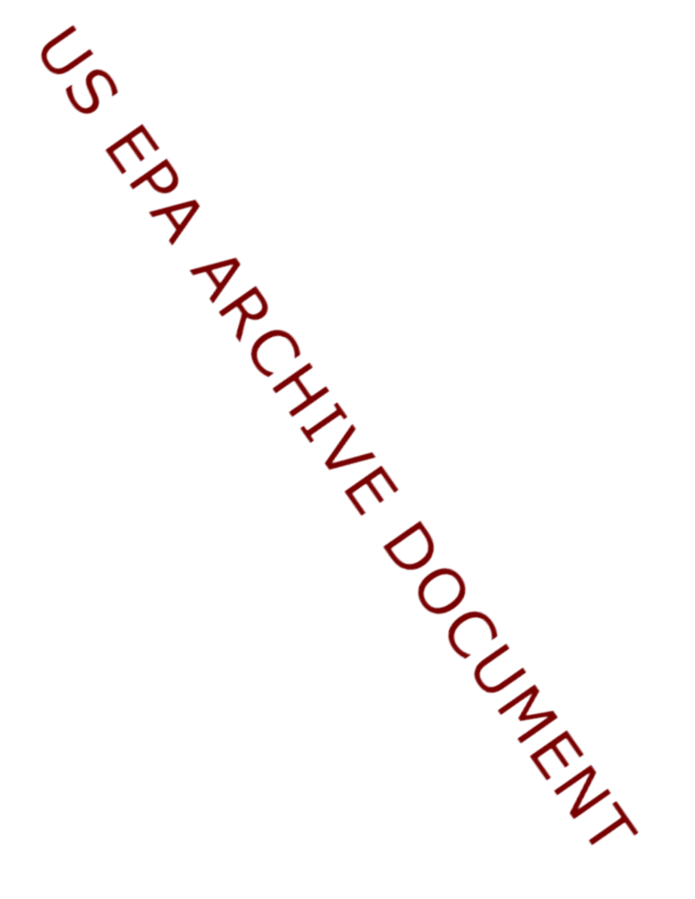US EPA ARCHIVE DOCUMENT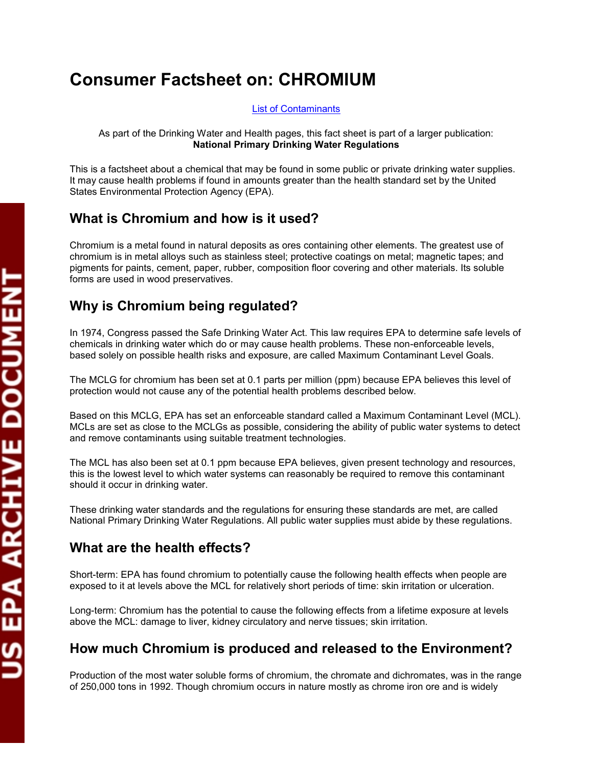# Consumer Factsheet on: CHROMIUM

List of Contaminants

As part of the Drinking Water and Health pages, this fact sheet is part of a larger publication:
**National Primary Drinking Water Regulations**

This is a factsheet about a chemical that may be found in some public or private drinking water supplies. It may cause health problems if found in amounts greater than the health standard set by the United States Environmental Protection Agency (EPA).

## What is Chromium and how is it used?

Chromium is a metal found in natural deposits as ores containing other elements. The greatest use of chromium is in metal alloys such as stainless steel; protective coatings on metal; magnetic tapes; and pigments for paints, cement, paper, rubber, composition floor covering and other materials. Its soluble forms are used in wood preservatives.

## Why is Chromium being regulated?

In 1974, Congress passed the Safe Drinking Water Act. This law requires EPA to determine safe levels of chemicals in drinking water which do or may cause health problems. These non-enforceable levels, based solely on possible health risks and exposure, are called Maximum Contaminant Level Goals.

The MCLG for chromium has been set at 0.1 parts per million (ppm) because EPA believes this level of protection would not cause any of the potential health problems described below.

Based on this MCLG, EPA has set an enforceable standard called a Maximum Contaminant Level (MCL). MCLs are set as close to the MCLGs as possible, considering the ability of public water systems to detect and remove contaminants using suitable treatment technologies.

The MCL has also been set at 0.1 ppm because EPA believes, given present technology and resources, this is the lowest level to which water systems can reasonably be required to remove this contaminant should it occur in drinking water.

These drinking water standards and the regulations for ensuring these standards are met, are called National Primary Drinking Water Regulations. All public water supplies must abide by these regulations.

## What are the health effects?

Short-term: EPA has found chromium to potentially cause the following health effects when people are exposed to it at levels above the MCL for relatively short periods of time: skin irritation or ulceration.

Long-term: Chromium has the potential to cause the following effects from a lifetime exposure at levels above the MCL: damage to liver, kidney circulatory and nerve tissues; skin irritation.

## How much Chromium is produced and released to the Environment?

Production of the most water soluble forms of chromium, the chromate and dichromates, was in the range of 250,000 tons in 1992. Though chromium occurs in nature mostly as chrome iron ore and is widely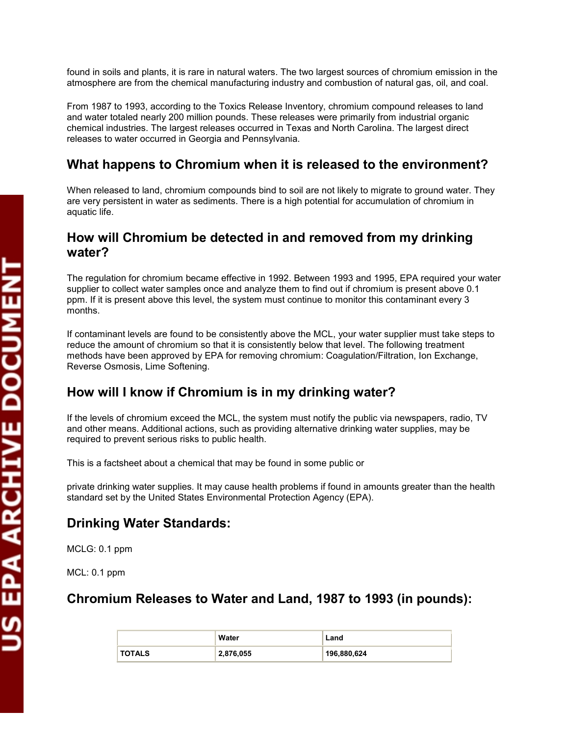found in soils and plants, it is rare in natural waters. The two largest sources of chromium emission in the atmosphere are from the chemical manufacturing industry and combustion of natural gas, oil, and coal.

From 1987 to 1993, according to the Toxics Release Inventory, chromium compound releases to land and water totaled nearly 200 million pounds. These releases were primarily from industrial organic chemical industries. The largest releases occurred in Texas and North Carolina. The largest direct releases to water occurred in Georgia and Pennsylvania.

## What happens to Chromium when it is released to the environment?

When released to land, chromium compounds bind to soil are not likely to migrate to ground water. They are very persistent in water as sediments. There is a high potential for accumulation of chromium in aquatic life.

## How will Chromium be detected in and removed from my drinking water?

The regulation for chromium became effective in 1992. Between 1993 and 1995, EPA required your water supplier to collect water samples once and analyze them to find out if chromium is present above 0.1 ppm. If it is present above this level, the system must continue to monitor this contaminant every 3 months.

If contaminant levels are found to be consistently above the MCL, your water supplier must take steps to reduce the amount of chromium so that it is consistently below that level. The following treatment methods have been approved by EPA for removing chromium: Coagulation/Filtration, Ion Exchange, Reverse Osmosis, Lime Softening.

## How will I know if Chromium is in my drinking water?

If the levels of chromium exceed the MCL, the system must notify the public via newspapers, radio, TV and other means. Additional actions, such as providing alternative drinking water supplies, may be required to prevent serious risks to public health.

This is a factsheet about a chemical that may be found in some public or

private drinking water supplies. It may cause health problems if found in amounts greater than the health standard set by the United States Environmental Protection Agency (EPA).

## Drinking Water Standards:

MCLG: 0.1 ppm

MCL: 0.1 ppm

## Chromium Releases to Water and Land, 1987 to 1993 (in pounds):

| | Water | Land |
|---|---|---|
| TOTALS | 2,876,055 | 196,880,624 |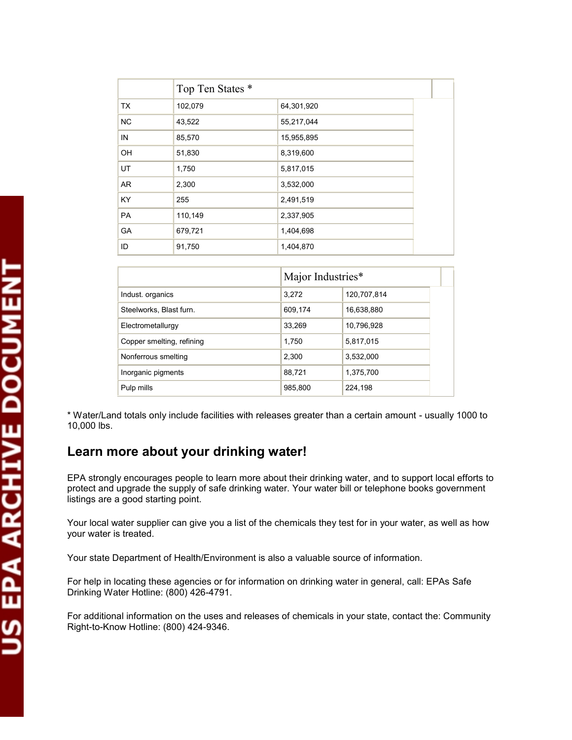| | Top Ten States * | |
|---|---|---|
| TX | 102,079 | 64,301,920 |
| NC | 43,522 | 55,217,044 |
| IN | 85,570 | 15,955,895 |
| OH | 51,830 | 8,319,600 |
| UT | 1,750 | 5,817,015 |
| AR | 2,300 | 3,532,000 |
| KY | 255 | 2,491,519 |
| PA | 110,149 | 2,337,905 |
| GA | 679,721 | 1,404,698 |
| ID | 91,750 | 1,404,870 |

| | Major Industries* | |
|---|---|---|
| Indust. organics | 3,272 | 120,707,814 |
| Steelworks, Blast furn. | 609,174 | 16,638,880 |
| Electrometallurgy | 33,269 | 10,796,928 |
| Copper smelting, refining | 1,750 | 5,817,015 |
| Nonferrous smelting | 2,300 | 3,532,000 |
| Inorganic pigments | 88,721 | 1,375,700 |
| Pulp mills | 985,800 | 224,198 |

* Water/Land totals only include facilities with releases greater than a certain amount - usually 1000 to 10,000 lbs.

## Learn more about your drinking water!

EPA strongly encourages people to learn more about their drinking water, and to support local efforts to protect and upgrade the supply of safe drinking water. Your water bill or telephone books government listings are a good starting point.

Your local water supplier can give you a list of the chemicals they test for in your water, as well as how your water is treated.

Your state Department of Health/Environment is also a valuable source of information.

For help in locating these agencies or for information on drinking water in general, call: EPAs Safe Drinking Water Hotline: (800) 426-4791.

For additional information on the uses and releases of chemicals in your state, contact the: Community Right-to-Know Hotline: (800) 424-9346.